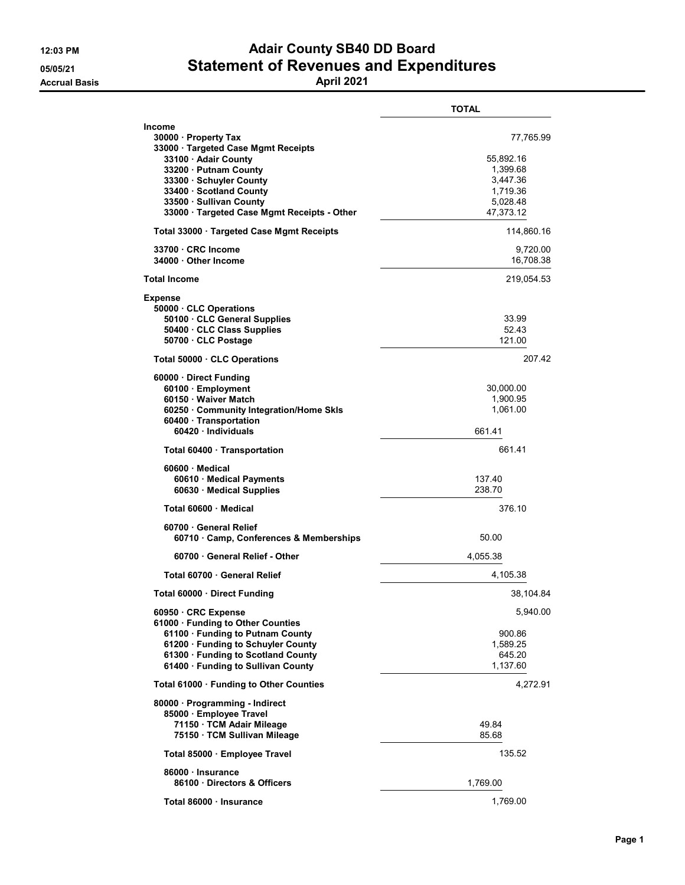12:03 PM
05/05/21
Accrual Basis

# Adair County SB40 DD Board
## Statement of Revenues and Expenditures
### April 2021

| | TOTAL |
|---|---|
| **Income** | |
| 30000 · Property Tax | 77,765.99 |
| 33000 · Targeted Case Mgmt Receipts | |
| 33100 · Adair County | 55,892.16 |
| 33200 · Putnam County | 1,399.68 |
| 33300 · Schuyler County | 3,447.36 |
| 33400 · Scotland County | 1,719.36 |
| 33500 · Sullivan County | 5,028.48 |
| 33000 · Targeted Case Mgmt Receipts - Other | 47,373.12 |
| Total 33000 · Targeted Case Mgmt Receipts | 114,860.16 |
| 33700 · CRC Income | 9,720.00 |
| 34000 · Other Income | 16,708.38 |
| **Total Income** | 219,054.53 |
| **Expense** | |
| 50000 · CLC Operations | |
| 50100 · CLC General Supplies | 33.99 |
| 50400 · CLC Class Supplies | 52.43 |
| 50700 · CLC Postage | 121.00 |
| Total 50000 · CLC Operations | 207.42 |
| 60000 · Direct Funding | |
| 60100 · Employment | 30,000.00 |
| 60150 · Waiver Match | 1,900.95 |
| 60250 · Community Integration/Home Skls | 1,061.00 |
| 60400 · Transportation | |
| 60420 · Individuals | 661.41 |
| Total 60400 · Transportation | 661.41 |
| 60600 · Medical | |
| 60610 · Medical Payments | 137.40 |
| 60630 · Medical Supplies | 238.70 |
| Total 60600 · Medical | 376.10 |
| 60700 · General Relief | |
| 60710 · Camp, Conferences & Memberships | 50.00 |
| 60700 · General Relief - Other | 4,055.38 |
| Total 60700 · General Relief | 4,105.38 |
| Total 60000 · Direct Funding | 38,104.84 |
| 60950 · CRC Expense | 5,940.00 |
| 61000 · Funding to Other Counties | |
| 61100 · Funding to Putnam County | 900.86 |
| 61200 · Funding to Schuyler County | 1,589.25 |
| 61300 · Funding to Scotland County | 645.20 |
| 61400 · Funding to Sullivan County | 1,137.60 |
| Total 61000 · Funding to Other Counties | 4,272.91 |
| 80000 · Programming - Indirect | |
| 85000 · Employee Travel | |
| 71150 · TCM Adair Mileage | 49.84 |
| 75150 · TCM Sullivan Mileage | 85.68 |
| Total 85000 · Employee Travel | 135.52 |
| 86000 · Insurance | |
| 86100 · Directors & Officers | 1,769.00 |
| Total 86000 · Insurance | 1,769.00 |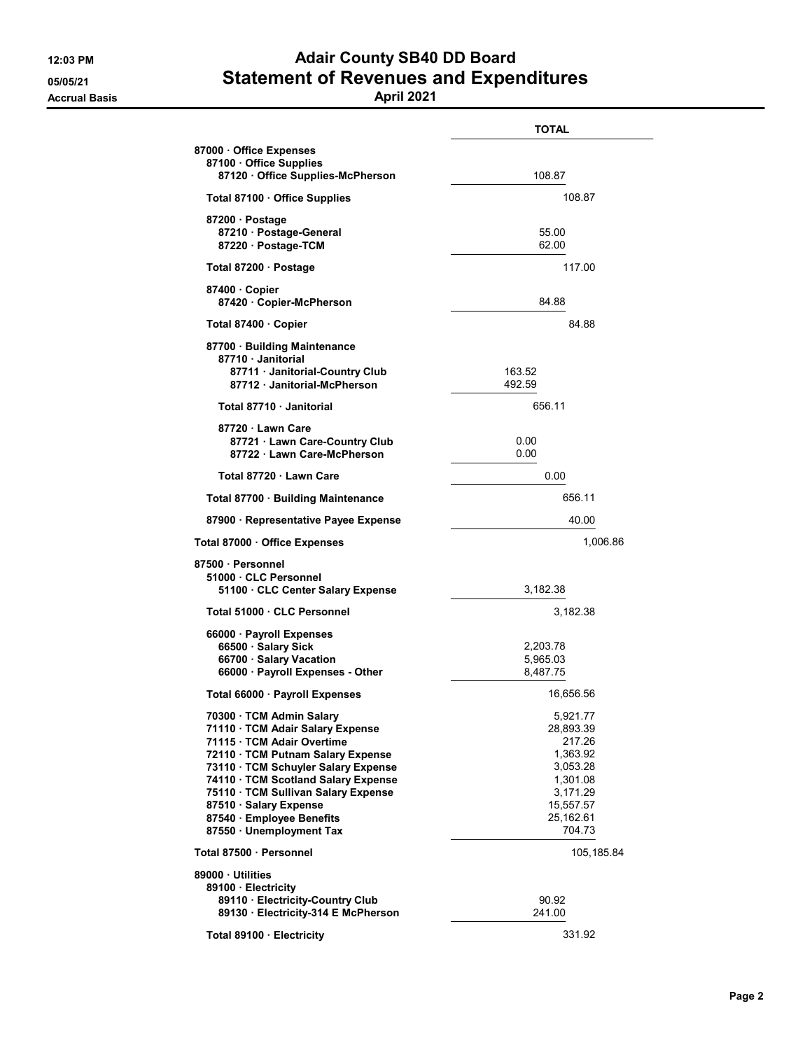# Adair County SB40 DD Board
# Statement of Revenues and Expenditures
**April 2021**

12:03 PM
05/05/21
Accrual Basis

| | TOTAL |
|---|---|
| **87000 · Office Expenses** | |
| **87100 · Office Supplies** | |
| **87120 · Office Supplies-McPherson** | 108.87 |
| **Total 87100 · Office Supplies** | 108.87 |
| **87200 · Postage** | |
| **87210 · Postage-General** | 55.00 |
| **87220 · Postage-TCM** | 62.00 |
| **Total 87200 · Postage** | 117.00 |
| **87400 · Copier** | |
| **87420 · Copier-McPherson** | 84.88 |
| **Total 87400 · Copier** | 84.88 |
| **87700 · Building Maintenance** | |
| **87710 · Janitorial** | |
| **87711 · Janitorial-Country Club** | 163.52 |
| **87712 · Janitorial-McPherson** | 492.59 |
| **Total 87710 · Janitorial** | 656.11 |
| **87720 · Lawn Care** | |
| **87721 · Lawn Care-Country Club** | 0.00 |
| **87722 · Lawn Care-McPherson** | 0.00 |
| **Total 87720 · Lawn Care** | 0.00 |
| **Total 87700 · Building Maintenance** | 656.11 |
| **87900 · Representative Payee Expense** | 40.00 |
| **Total 87000 · Office Expenses** | 1,006.86 |
| **87500 · Personnel** | |
| **51000 · CLC Personnel** | |
| **51100 · CLC Center Salary Expense** | 3,182.38 |
| **Total 51000 · CLC Personnel** | 3,182.38 |
| **66000 · Payroll Expenses** | |
| **66500 · Salary Sick** | 2,203.78 |
| **66700 · Salary Vacation** | 5,965.03 |
| **66000 · Payroll Expenses - Other** | 8,487.75 |
| **Total 66000 · Payroll Expenses** | 16,656.56 |
| **70300 · TCM Admin Salary** | 5,921.77 |
| **71110 · TCM Adair Salary Expense** | 28,893.39 |
| **71115 · TCM Adair Overtime** | 217.26 |
| **72110 · TCM Putnam Salary Expense** | 1,363.92 |
| **73110 · TCM Schuyler Salary Expense** | 3,053.28 |
| **74110 · TCM Scotland Salary Expense** | 1,301.08 |
| **75110 · TCM Sullivan Salary Expense** | 3,171.29 |
| **87510 · Salary Expense** | 15,557.57 |
| **87540 · Employee Benefits** | 25,162.61 |
| **87550 · Unemployment Tax** | 704.73 |
| **Total 87500 · Personnel** | 105,185.84 |
| **89000 · Utilities** | |
| **89100 · Electricity** | |
| **89110 · Electricity-Country Club** | 90.92 |
| **89130 · Electricity-314 E McPherson** | 241.00 |
| **Total 89100 · Electricity** | 331.92 |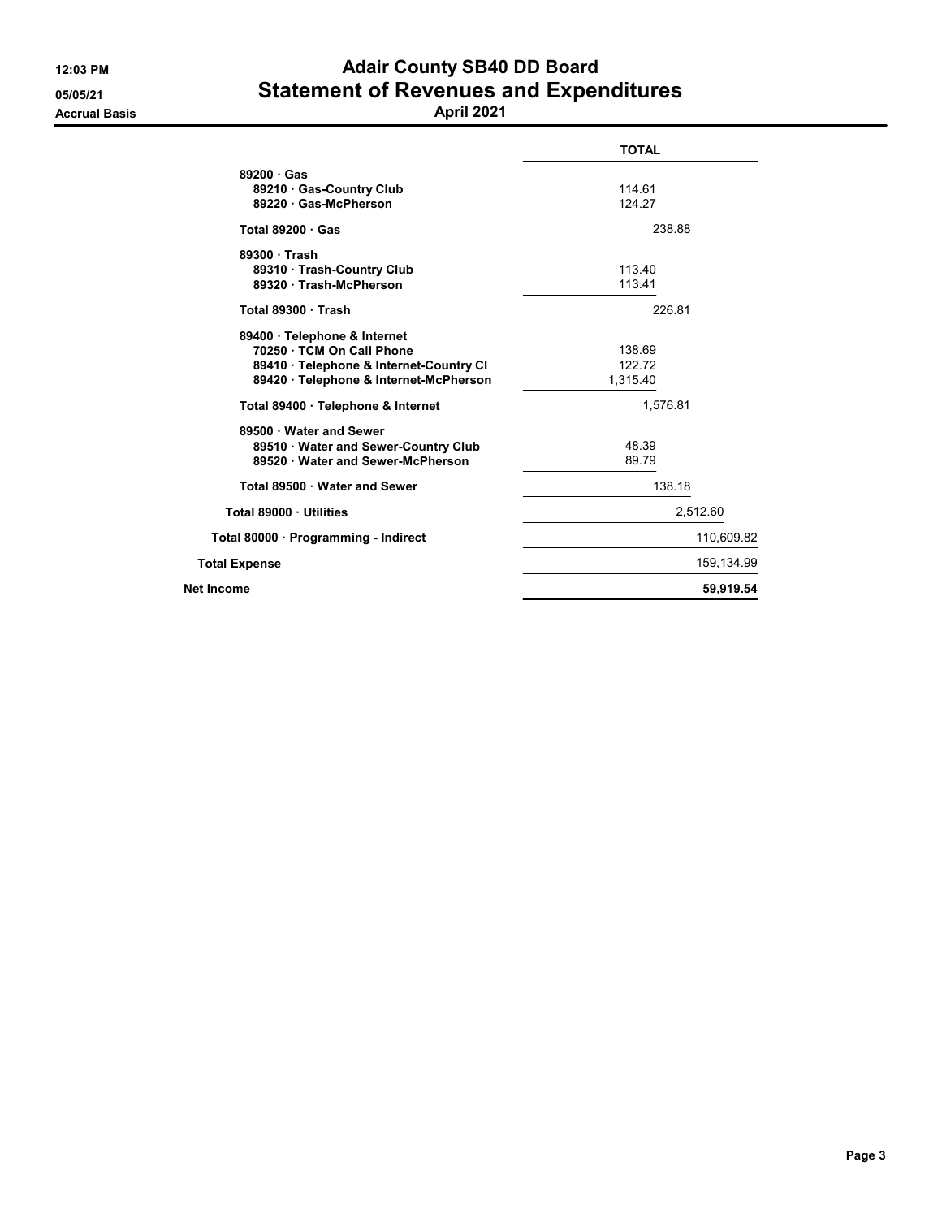**12:03 PM**
**05/05/21**
**Accrual Basis**

# Adair County SB40 DD Board
## Statement of Revenues and Expenditures
### April 2021

| | | TOTAL |
|---|---|---|
| 89200 · Gas | | |
| 89210 · Gas-Country Club | 114.61 | |
| 89220 · Gas-McPherson | 124.27 | |
| Total 89200 · Gas | | 238.88 |
| 89300 · Trash | | |
| 89310 · Trash-Country Club | 113.40 | |
| 89320 · Trash-McPherson | 113.41 | |
| Total 89300 · Trash | | 226.81 |
| 89400 · Telephone & Internet | | |
| 70250 · TCM On Call Phone | 138.69 | |
| 89410 · Telephone & Internet-Country Cl | 122.72 | |
| 89420 · Telephone & Internet-McPherson | 1,315.40 | |
| Total 89400 · Telephone & Internet | | 1,576.81 |
| 89500 · Water and Sewer | | |
| 89510 · Water and Sewer-Country Club | 48.39 | |
| 89520 · Water and Sewer-McPherson | 89.79 | |
| Total 89500 · Water and Sewer | | 138.18 |
| Total 89000 · Utilities | | 2,512.60 |
| Total 80000 · Programming - Indirect | | 110,609.82 |
| Total Expense | | 159,134.99 |
| **Net Income** | | **59,919.54** |